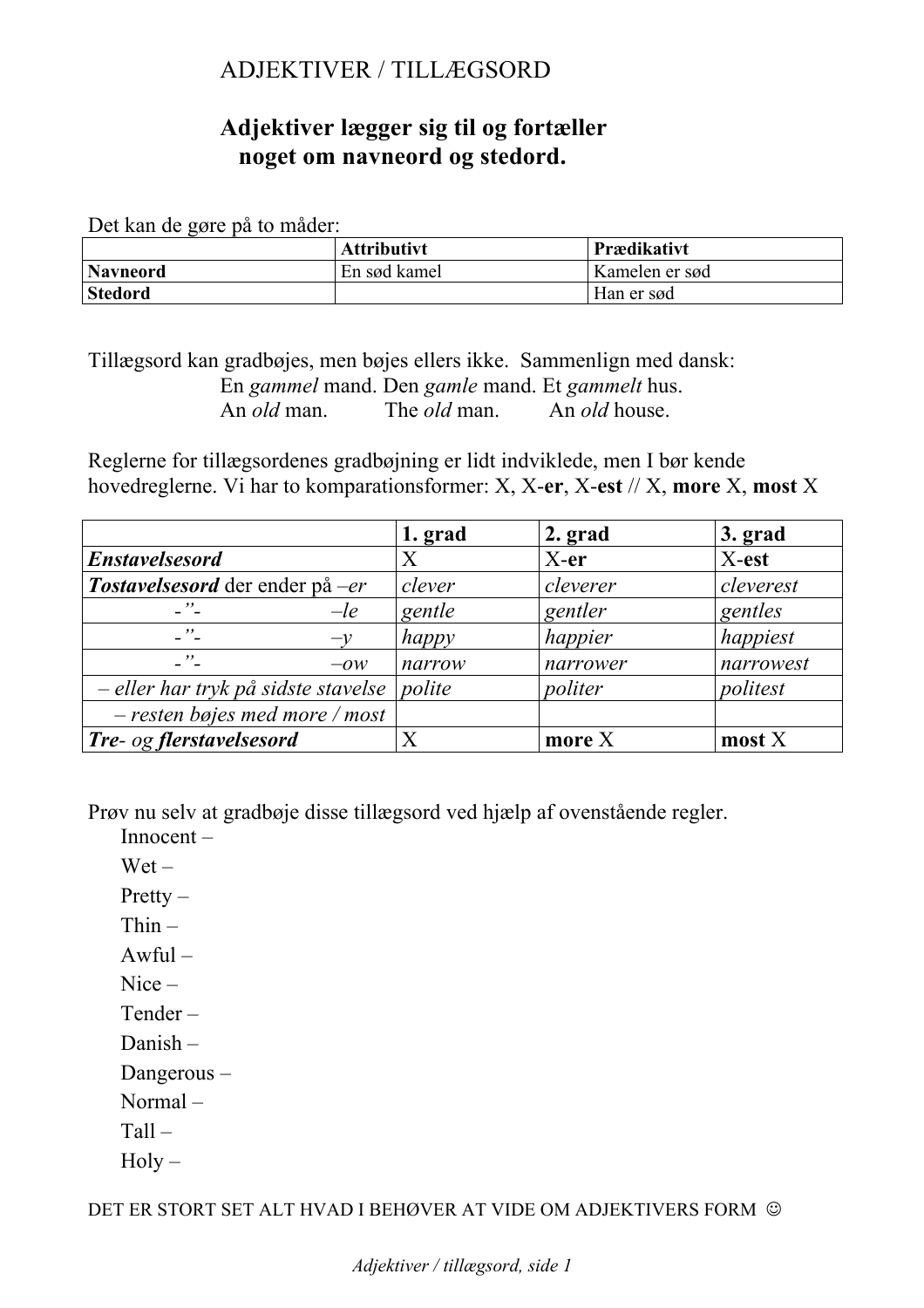# ADJEKTIVER / TILLÆGSORD

## Adjektiver lægger sig til og fortæller noget om navneord og stedord.

Det kan de gøre på to måder:

| | **Attributivt** | **Prædikativt** |
|---|---|---|
| **Navneord** | En sød kamel | Kamelen er sød |
| **Stedord** | | Han er sød |

Tillægsord kan gradbøjes, men bøjes ellers ikke. Sammenlign med dansk:

En *gammel* mand. Den *gamle* mand. Et *gammelt* hus.
An *old* man. The *old* man. An *old* house.

Reglerne for tillægsordenes gradbøjning er lidt indviklede, men I bør kende hovedreglerne. Vi har to komparationsformer: X, X-**er**, X-**est** // X, **more** X, **most** X

| | **1. grad** | **2. grad** | **3. grad** |
|---|---|---|---|
| ***Enstavelsesord*** | X | X-**er** | X-**est** |
| ***Tostavelsesord*** der ender på *–er* | *clever* | *cleverer* | *cleverest* |
| -”- *–le* | *gentle* | *gentler* | *gentles* |
| -”- *–y* | *happy* | *happier* | *happiest* |
| -”- *–ow* | *narrow* | *narrower* | *narrowest* |
| *– eller har tryk på sidste stavelse* | *polite* | *politer* | *politest* |
| *– resten bøjes med more / most* | | | |
| ***Tre-** og **flerstavelsesord*** | X | **more** X | **most** X |

Prøv nu selv at gradbøje disse tillægsord ved hjælp af ovenstående regler.

Innocent –

Wet –

Pretty –

Thin –

Awful –

Nice –

Tender –

Danish –

Dangerous –

Normal –

Tall –

Holy –

DET ER STORT SET ALT HVAD I BEHØVER AT VIDE OM ADJEKTIVERS FORM ☺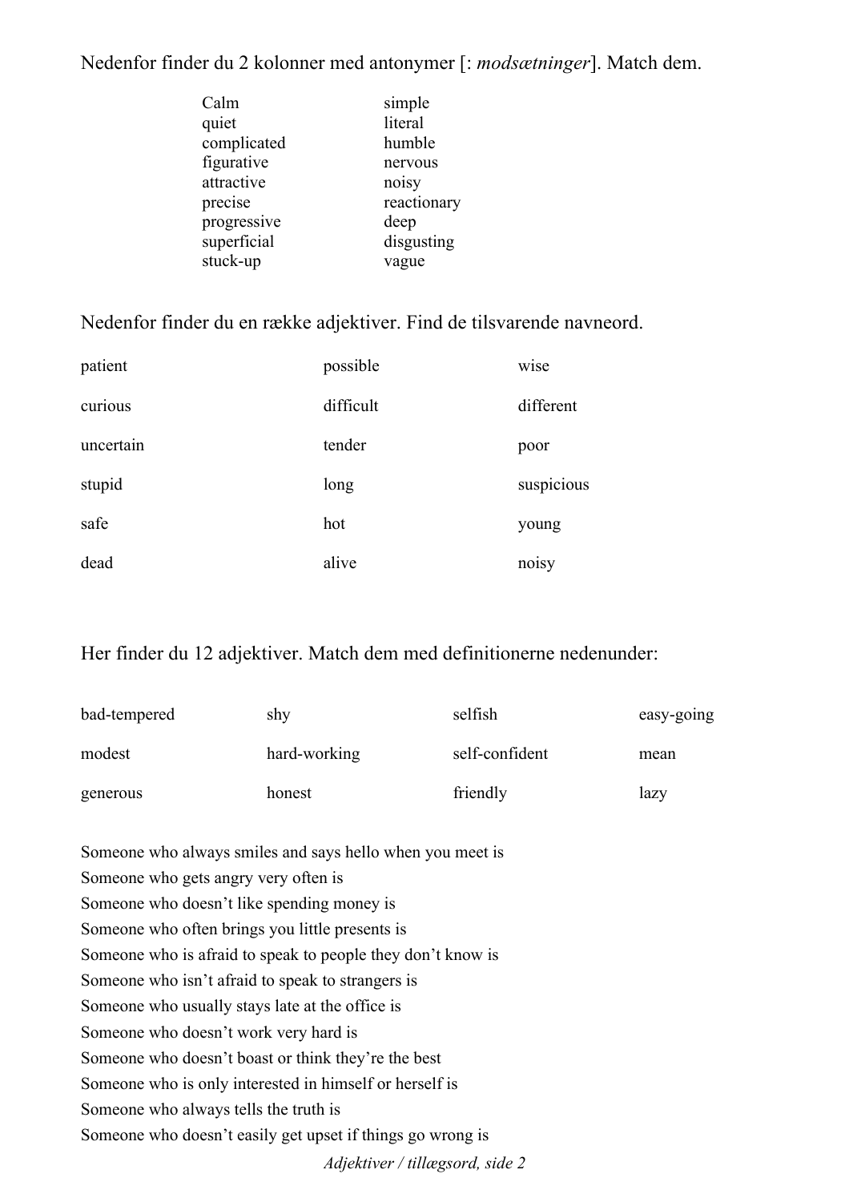Nedenfor finder du 2 kolonner med antonymer [: *modsætninger*]. Match dem.

| | |
|---|---|
| Calm | simple |
| quiet | literal |
| complicated | humble |
| figurative | nervous |
| attractive | noisy |
| precise | reactionary |
| progressive | deep |
| superficial | disgusting |
| stuck-up | vague |

Nedenfor finder du en række adjektiver. Find de tilsvarende navneord.

| | | |
|---|---|---|
| patient | possible | wise |
| curious | difficult | different |
| uncertain | tender | poor |
| stupid | long | suspicious |
| safe | hot | young |
| dead | alive | noisy |

Her finder du 12 adjektiver. Match dem med definitionerne nedenunder:

| | | | |
|---|---|---|---|
| bad-tempered | shy | selfish | easy-going |
| modest | hard-working | self-confident | mean |
| generous | honest | friendly | lazy |

Someone who always smiles and says hello when you meet is  
Someone who gets angry very often is  
Someone who doesn't like spending money is  
Someone who often brings you little presents is  
Someone who is afraid to speak to people they don't know is  
Someone who isn't afraid to speak to strangers is  
Someone who usually stays late at the office is  
Someone who doesn't work very hard is  
Someone who doesn't boast or think they're the best  
Someone who is only interested in himself or herself is  
Someone who always tells the truth is  
Someone who doesn't easily get upset if things go wrong is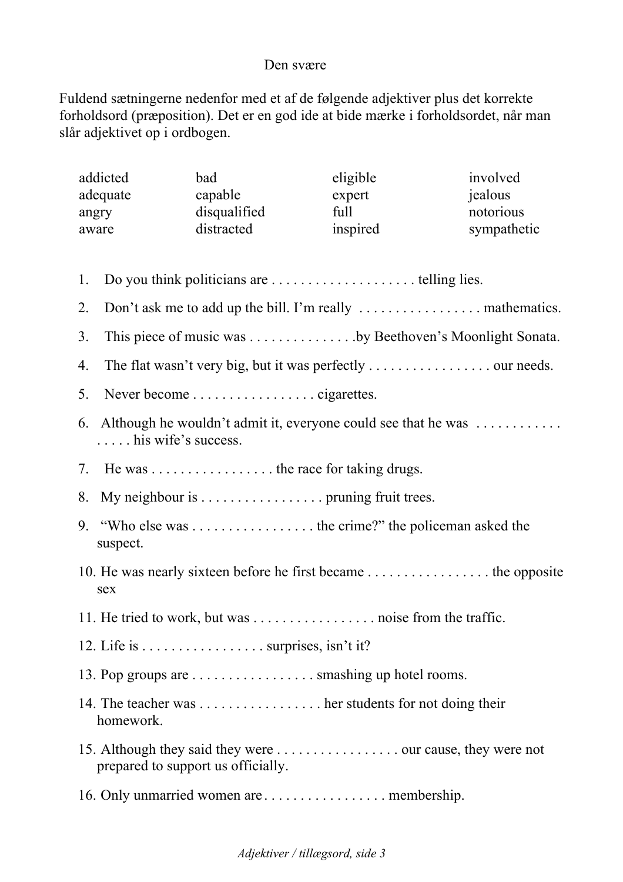# Den svære

Fuldend sætningerne nedenfor med et af de følgende adjektiver plus det korrekte forholdsord (præposition). Det er en god ide at bide mærke i forholdsordet, når man slår adjektivet op i ordbogen.

| | | | |
|---|---|---|---|
| addicted | bad | eligible | involved |
| adequate | capable | expert | jealous |
| angry | disqualified | full | notorious |
| aware | distracted | inspired | sympathetic |

1. Do you think politicians are . . . . . . . . . . . . . . . . . . . . telling lies.
2. Don't ask me to add up the bill. I'm really . . . . . . . . . . . . . . . . . mathematics.
3. This piece of music was . . . . . . . . . . . . . . .by Beethoven's Moonlight Sonata.
4. The flat wasn't very big, but it was perfectly . . . . . . . . . . . . . . . . . our needs.
5. Never become . . . . . . . . . . . . . . . . . cigarettes.
6. Although he wouldn't admit it, everyone could see that he was . . . . . . . . . . . . . . . . . his wife's success.
7. He was . . . . . . . . . . . . . . . . . the race for taking drugs.
8. My neighbour is . . . . . . . . . . . . . . . . . pruning fruit trees.
9. "Who else was . . . . . . . . . . . . . . . . . the crime?" the policeman asked the suspect.
10. He was nearly sixteen before he first became . . . . . . . . . . . . . . . . . the opposite sex
11. He tried to work, but was . . . . . . . . . . . . . . . . . noise from the traffic.
12. Life is . . . . . . . . . . . . . . . . . surprises, isn't it?
13. Pop groups are . . . . . . . . . . . . . . . . . smashing up hotel rooms.
14. The teacher was . . . . . . . . . . . . . . . . . her students for not doing their homework.
15. Although they said they were . . . . . . . . . . . . . . . . . our cause, they were not prepared to support us officially.
16. Only unmarried women are . . . . . . . . . . . . . . . . . membership.